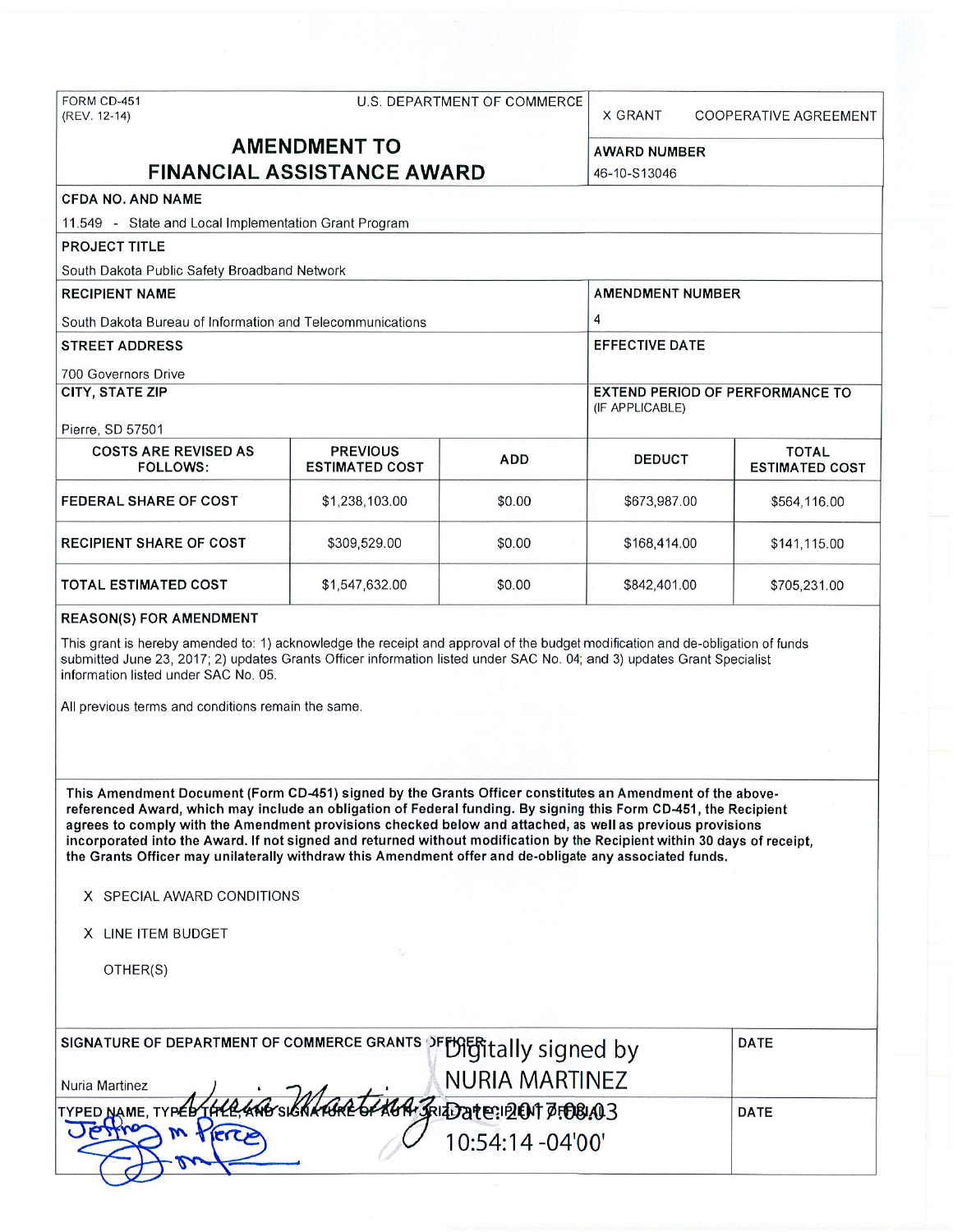FORM CD-451
(REV. 12-14)

U.S. DEPARTMENT OF COMMERCE

X GRANT    COOPERATIVE AGREEMENT

# AMENDMENT TO FINANCIAL ASSISTANCE AWARD

**AWARD NUMBER**
46-10-S13046

**CFDA NO. AND NAME**
11.549 - State and Local Implementation Grant Program

**PROJECT TITLE**
South Dakota Public Safety Broadband Network

**RECIPIENT NAME**
South Dakota Bureau of Information and Telecommunications

**AMENDMENT NUMBER**
4

**STREET ADDRESS**
700 Governors Drive

**EFFECTIVE DATE**

**CITY, STATE ZIP**
Pierre, SD 57501

**EXTEND PERIOD OF PERFORMANCE TO** (IF APPLICABLE)

| COSTS ARE REVISED AS FOLLOWS: | PREVIOUS ESTIMATED COST | ADD | DEDUCT | TOTAL ESTIMATED COST |
|---|---|---|---|---|
| FEDERAL SHARE OF COST | $1,238,103.00 | $0.00 | $673,987.00 | $564,116.00 |
| RECIPIENT SHARE OF COST | $309,529.00 | $0.00 | $168,414.00 | $141,115.00 |
| TOTAL ESTIMATED COST | $1,547,632.00 | $0.00 | $842,401.00 | $705,231.00 |

**REASON(S) FOR AMENDMENT**

This grant is hereby amended to: 1) acknowledge the receipt and approval of the budget modification and de-obligation of funds submitted June 23, 2017; 2) updates Grants Officer information listed under SAC No. 04; and 3) updates Grant Specialist information listed under SAC No. 05.

All previous terms and conditions remain the same.

**This Amendment Document (Form CD-451) signed by the Grants Officer constitutes an Amendment of the above-referenced Award, which may include an obligation of Federal funding. By signing this Form CD-451, the Recipient agrees to comply with the Amendment provisions checked below and attached, as well as previous provisions incorporated into the Award. If not signed and returned without modification by the Recipient within 30 days of receipt, the Grants Officer may unilaterally withdraw this Amendment offer and de-obligate any associated funds.**

X SPECIAL AWARD CONDITIONS

X LINE ITEM BUDGET

OTHER(S)

**SIGNATURE OF DEPARTMENT OF COMMERCE GRANTS OFFICER**

Nuria Martinez

Digitally signed by NURIA MARTINEZ
Date: 2017.08.03 10:54:14 -04'00'

**DATE**

**TYPED NAME, TYPED TITLE, AND SIGNATURE OF AUTHORIZED RECIPIENT OFFICIAL**

Jeffrey M Pierce

**DATE**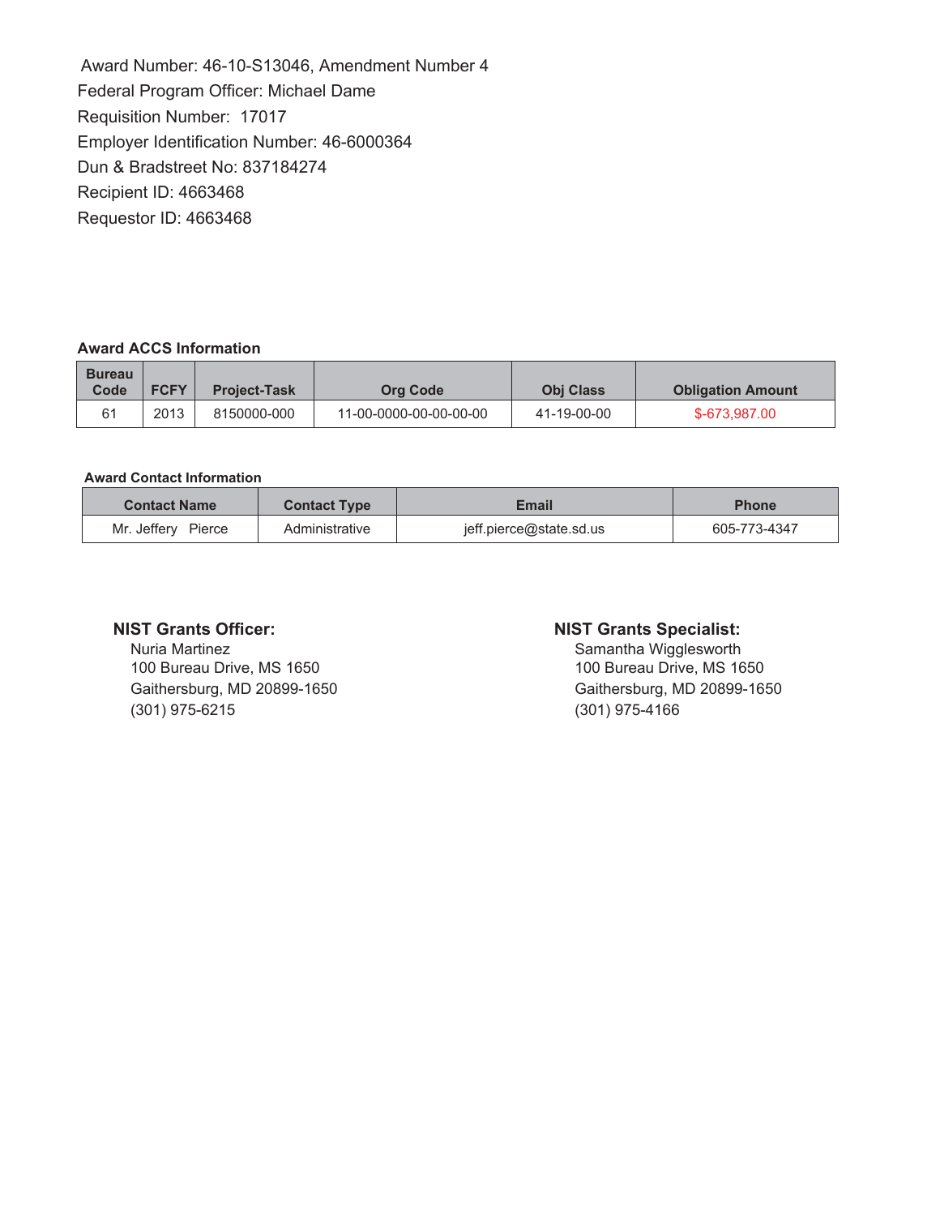Award Number: 46-10-S13046, Amendment Number 4
Federal Program Officer: Michael Dame
Requisition Number: 17017
Employer Identification Number: 46-6000364
Dun & Bradstreet No: 837184274
Recipient ID: 4663468
Requestor ID: 4663468

**Award ACCS Information**

| Bureau Code | FCFY | Project-Task | Org Code | Obj Class | Obligation Amount |
|---|---|---|---|---|---|
| 61 | 2013 | 8150000-000 | 11-00-0000-00-00-00-00 | 41-19-00-00 | $-673,987.00 |

**Award Contact Information**

| Contact Name | Contact Type | Email | Phone |
|---|---|---|---|
| Mr. Jeffery Pierce | Administrative | jeff.pierce@state.sd.us | 605-773-4347 |

**NIST Grants Officer:**
Nuria Martinez
100 Bureau Drive, MS 1650
Gaithersburg, MD 20899-1650
(301) 975-6215

**NIST Grants Specialist:**
Samantha Wigglesworth
100 Bureau Drive, MS 1650
Gaithersburg, MD 20899-1650
(301) 975-4166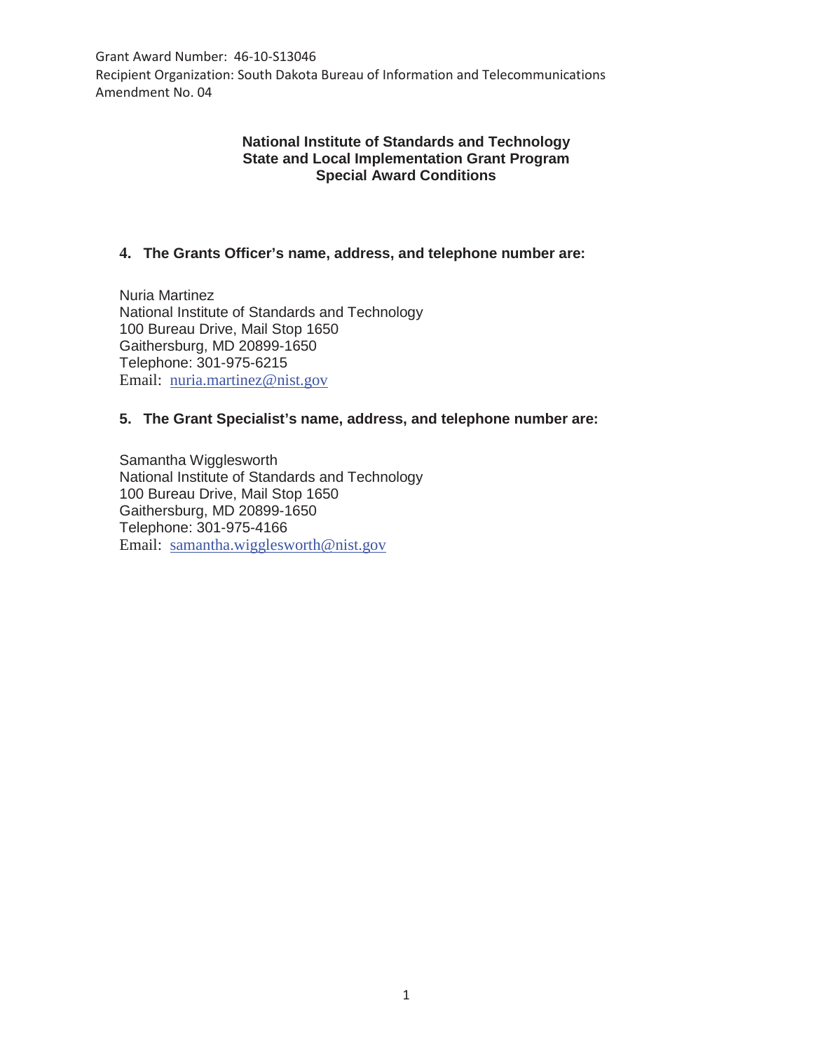Grant Award Number: 46-10-S13046
Recipient Organization: South Dakota Bureau of Information and Telecommunications
Amendment No. 04

**National Institute of Standards and Technology**
**State and Local Implementation Grant Program**
**Special Award Conditions**

**4. The Grants Officer's name, address, and telephone number are:**

Nuria Martinez
National Institute of Standards and Technology
100 Bureau Drive, Mail Stop 1650
Gaithersburg, MD 20899-1650
Telephone: 301-975-6215
Email: nuria.martinez@nist.gov

**5. The Grant Specialist's name, address, and telephone number are:**

Samantha Wigglesworth
National Institute of Standards and Technology
100 Bureau Drive, Mail Stop 1650
Gaithersburg, MD 20899-1650
Telephone: 301-975-4166
Email: samantha.wigglesworth@nist.gov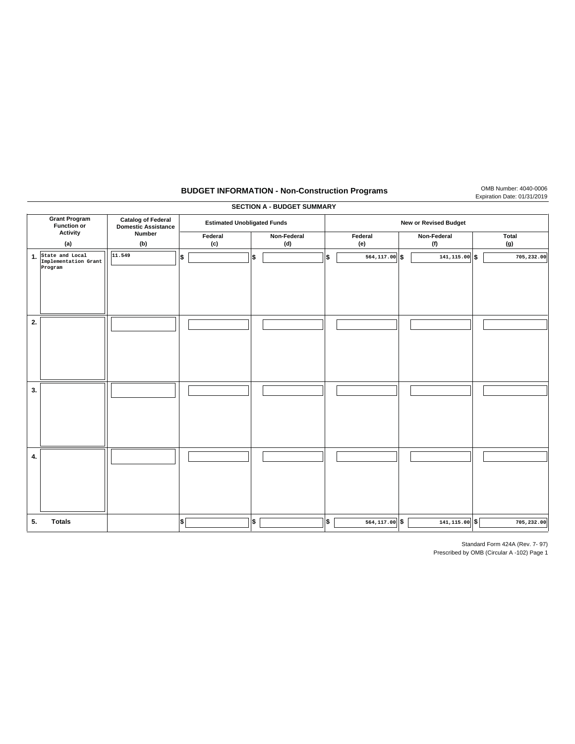# BUDGET INFORMATION - Non-Construction Programs

OMB Number: 4040-0006
Expiration Date: 01/31/2019

## SECTION A - BUDGET SUMMARY

| Grant Program Function or Activity | Catalog of Federal Domestic Assistance Number | Estimated Unobligated Funds | | New or Revised Budget | | |
|---|---|---|---|---|---|---|
| | | Federal | Non-Federal | Federal | Non-Federal | Total |
| (a) | (b) | (c) | (d) | (e) | (f) | (g) |
| 1. State and Local Implementation Grant Program | 11.549 | $ | $ | $ 564,117.00 | $ 141,115.00 | $ 705,232.00 |
| 2. | | | | | | |
| 3. | | | | | | |
| 4. | | | | | | |
| 5. **Totals** | | $ | $ | $ 564,117.00 | $ 141,115.00 | $ 705,232.00 |

Standard Form 424A (Rev. 7- 97)
Prescribed by OMB (Circular A -102) Page 1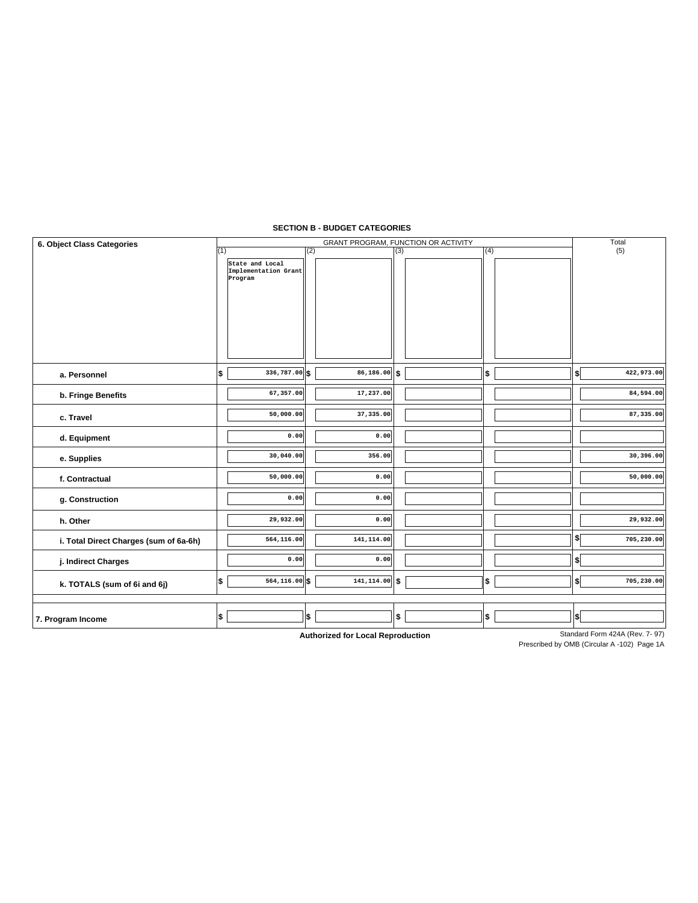## SECTION B - BUDGET CATEGORIES

| 6. Object Class Categories | GRANT PROGRAM, FUNCTION OR ACTIVITY | | | | Total |
|---|---|---|---|---|---|
| | (1) State and Local Implementation Grant Program | (2) | (3) | (4) | (5) |
| a. Personnel | $ 336,787.00 | $ 86,186.00 | $ | $ | $ 422,973.00 |
| b. Fringe Benefits | 67,357.00 | 17,237.00 | | | 84,594.00 |
| c. Travel | 50,000.00 | 37,335.00 | | | 87,335.00 |
| d. Equipment | 0.00 | 0.00 | | | |
| e. Supplies | 30,040.00 | 356.00 | | | 30,396.00 |
| f. Contractual | 50,000.00 | 0.00 | | | 50,000.00 |
| g. Construction | 0.00 | 0.00 | | | |
| h. Other | 29,932.00 | 0.00 | | | 29,932.00 |
| i. Total Direct Charges (sum of 6a-6h) | 564,116.00 | 141,114.00 | | | $ 705,230.00 |
| j. Indirect Charges | 0.00 | 0.00 | | | $ |
| k. TOTALS (sum of 6i and 6j) | $ 564,116.00 | $ 141,114.00 | $ | $ | $ 705,230.00 |
| 7. Program Income | $ | $ | $ | $ | $ |

**Authorized for Local Reproduction**

Standard Form 424A (Rev. 7- 97)
Prescribed by OMB (Circular A -102) Page 1A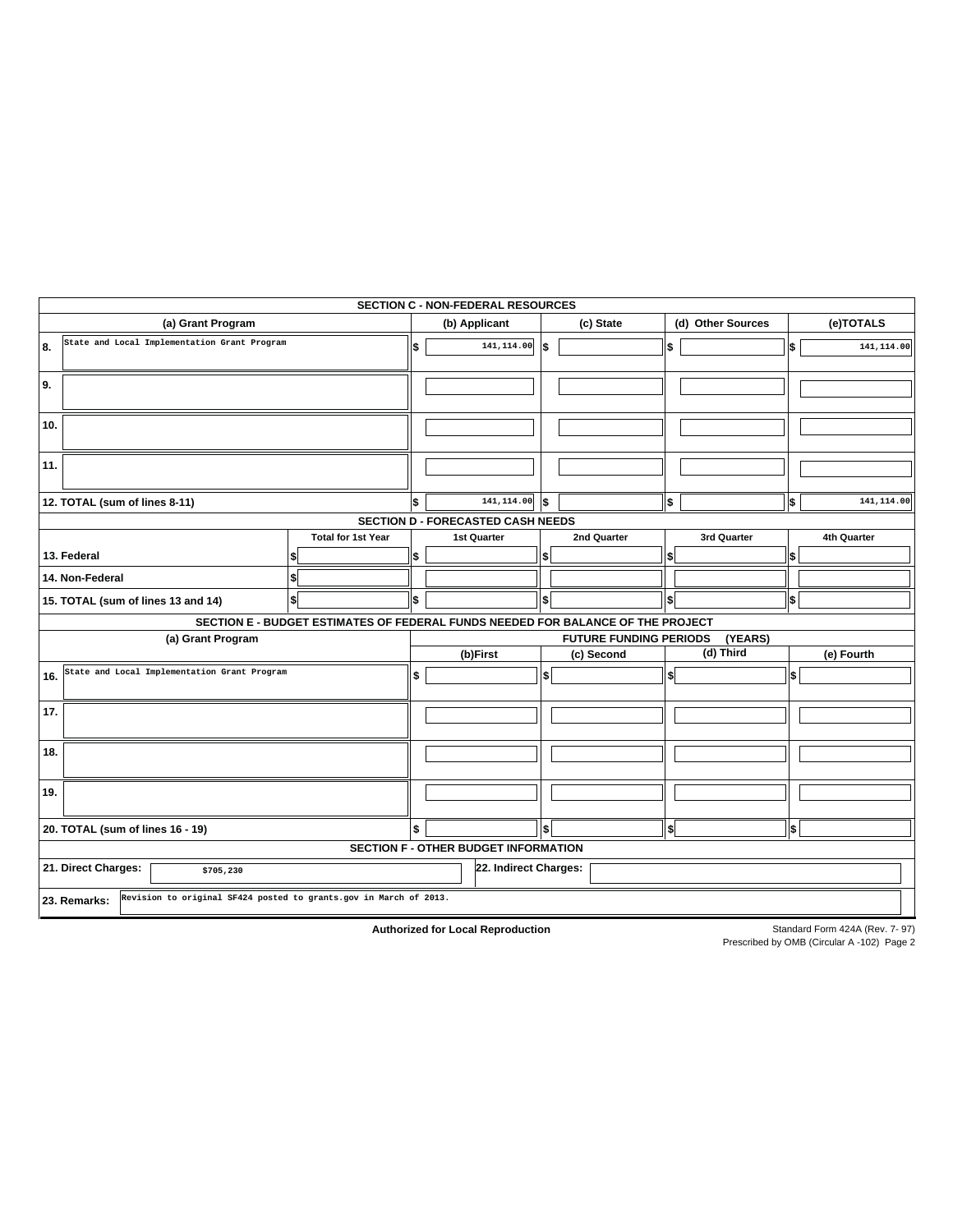## SECTION C - NON-FEDERAL RESOURCES

| (a) Grant Program | (b) Applicant | (c) State | (d) Other Sources | (e)TOTALS |
|---|---|---|---|---|
| 8. State and Local Implementation Grant Program | $ 141,114.00 | $ | $ | $ 141,114.00 |
| 9. | | | | |
| 10. | | | | |
| 11. | | | | |
| 12. TOTAL (sum of lines 8-11) | $ 141,114.00 | $ | $ | $ 141,114.00 |

## SECTION D - FORECASTED CASH NEEDS

| | Total for 1st Year | 1st Quarter | 2nd Quarter | 3rd Quarter | 4th Quarter |
|---|---|---|---|---|---|
| 13. Federal | $ | $ | $ | $ | $ |
| 14. Non-Federal | $ | | | | |
| 15. TOTAL (sum of lines 13 and 14) | $ | $ | $ | $ | $ |

## SECTION E - BUDGET ESTIMATES OF FEDERAL FUNDS NEEDED FOR BALANCE OF THE PROJECT

| (a) Grant Program | FUTURE FUNDING PERIODS (YEARS) | | | |
|---|---|---|---|---|
| | (b)First | (c) Second | (d) Third | (e) Fourth |
| 16. State and Local Implementation Grant Program | $ | $ | $ | $ |
| 17. | | | | |
| 18. | | | | |
| 19. | | | | |
| 20. TOTAL (sum of lines 16 - 19) | $ | $ | $ | $ |

## SECTION F - OTHER BUDGET INFORMATION

**21. Direct Charges:** $705,230

**22. Indirect Charges:**

**23. Remarks:** Revision to original SF424 posted to grants.gov in March of 2013.

**Authorized for Local Reproduction**

Standard Form 424A (Rev. 7- 97)
Prescribed by OMB (Circular A -102) Page 2